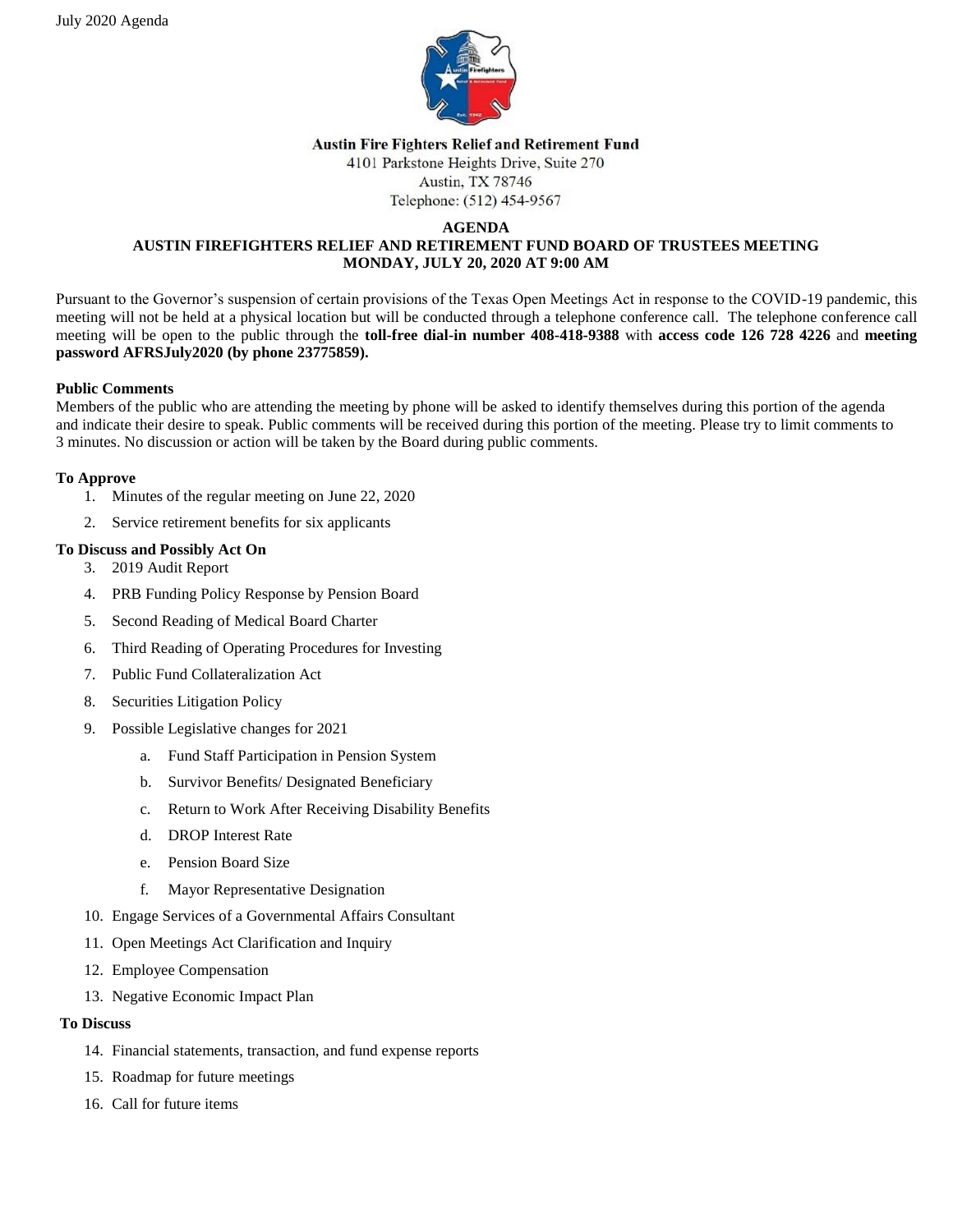July 2020 Agenda

**Austin Fire Fighters Relief and Retirement Fund**
4101 Parkstone Heights Drive, Suite 270
Austin, TX 78746
Telephone: (512) 454-9567

# AGENDA
## AUSTIN FIREFIGHTERS RELIEF AND RETIREMENT FUND BOARD OF TRUSTEES MEETING
## MONDAY, JULY 20, 2020 AT 9:00 AM

Pursuant to the Governor's suspension of certain provisions of the Texas Open Meetings Act in response to the COVID-19 pandemic, this meeting will not be held at a physical location but will be conducted through a telephone conference call. The telephone conference call meeting will be open to the public through the **toll-free dial-in number 408-418-9388** with **access code 126 728 4226** and **meeting password AFRSJuly2020 (by phone 23775859).**

**Public Comments**
Members of the public who are attending the meeting by phone will be asked to identify themselves during this portion of the agenda and indicate their desire to speak. Public comments will be received during this portion of the meeting. Please try to limit comments to 3 minutes. No discussion or action will be taken by the Board during public comments.

**To Approve**

1. Minutes of the regular meeting on June 22, 2020
2. Service retirement benefits for six applicants

**To Discuss and Possibly Act On**

3. 2019 Audit Report
4. PRB Funding Policy Response by Pension Board
5. Second Reading of Medical Board Charter
6. Third Reading of Operating Procedures for Investing
7. Public Fund Collateralization Act
8. Securities Litigation Policy
9. Possible Legislative changes for 2021
   a. Fund Staff Participation in Pension System
   b. Survivor Benefits/ Designated Beneficiary
   c. Return to Work After Receiving Disability Benefits
   d. DROP Interest Rate
   e. Pension Board Size
   f. Mayor Representative Designation
10. Engage Services of a Governmental Affairs Consultant
11. Open Meetings Act Clarification and Inquiry
12. Employee Compensation
13. Negative Economic Impact Plan

**To Discuss**

14. Financial statements, transaction, and fund expense reports
15. Roadmap for future meetings
16. Call for future items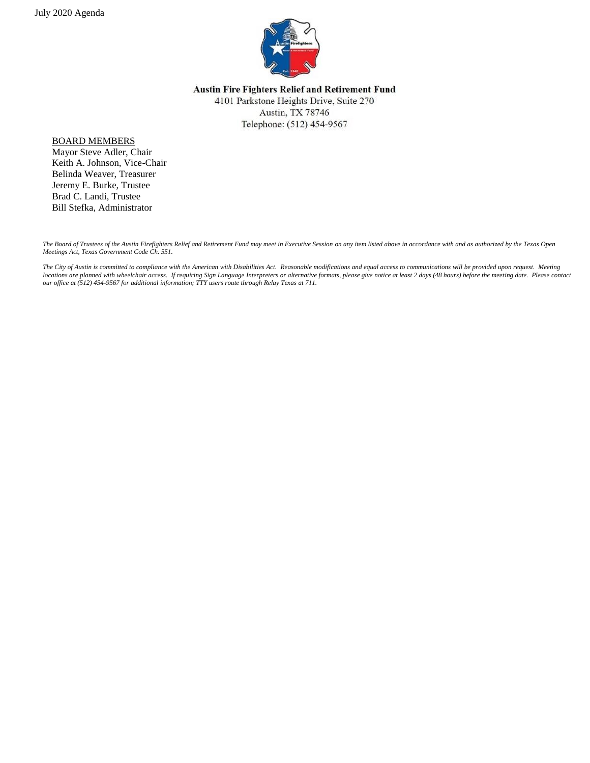July 2020 Agenda

**Austin Fire Fighters Relief and Retirement Fund**
4101 Parkstone Heights Drive, Suite 270
Austin, TX 78746
Telephone: (512) 454-9567

BOARD MEMBERS
Mayor Steve Adler, Chair
Keith A. Johnson, Vice-Chair
Belinda Weaver, Treasurer
Jeremy E. Burke, Trustee
Brad C. Landi, Trustee
Bill Stefka, Administrator

*The Board of Trustees of the Austin Firefighters Relief and Retirement Fund may meet in Executive Session on any item listed above in accordance with and as authorized by the Texas Open Meetings Act, Texas Government Code Ch. 551.*

*The City of Austin is committed to compliance with the American with Disabilities Act. Reasonable modifications and equal access to communications will be provided upon request. Meeting locations are planned with wheelchair access. If requiring Sign Language Interpreters or alternative formats, please give notice at least 2 days (48 hours) before the meeting date. Please contact our office at (512) 454-9567 for additional information; TTY users route through Relay Texas at 711.*